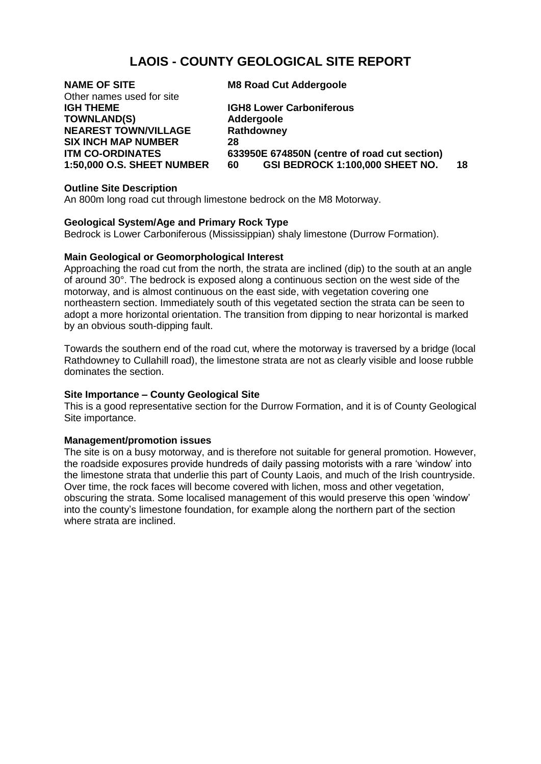# LAOIS - COUNTY GEOLOGICAL SITE REPORT

| | |
|---|---|
| **NAME OF SITE** | **M8 Road Cut Addergoole** |
| Other names used for site | |
| **IGH THEME** | **IGH8 Lower Carboniferous** |
| **TOWNLAND(S)** | **Addergoole** |
| **NEAREST TOWN/VILLAGE** | **Rathdowney** |
| **SIX INCH MAP NUMBER** | **28** |
| **ITM CO-ORDINATES** | **633950E 674850N (centre of road cut section)** |
| **1:50,000 O.S. SHEET NUMBER** | **60 GSI BEDROCK 1:100,000 SHEET NO. 18** |

**Outline Site Description**

An 800m long road cut through limestone bedrock on the M8 Motorway.

**Geological System/Age and Primary Rock Type**

Bedrock is Lower Carboniferous (Mississippian) shaly limestone (Durrow Formation).

**Main Geological or Geomorphological Interest**

Approaching the road cut from the north, the strata are inclined (dip) to the south at an angle of around 30°. The bedrock is exposed along a continuous section on the west side of the motorway, and is almost continuous on the east side, with vegetation covering one northeastern section. Immediately south of this vegetated section the strata can be seen to adopt a more horizontal orientation. The transition from dipping to near horizontal is marked by an obvious south-dipping fault.

Towards the southern end of the road cut, where the motorway is traversed by a bridge (local Rathdowney to Cullahill road), the limestone strata are not as clearly visible and loose rubble dominates the section.

**Site Importance – County Geological Site**

This is a good representative section for the Durrow Formation, and it is of County Geological Site importance.

**Management/promotion issues**

The site is on a busy motorway, and is therefore not suitable for general promotion. However, the roadside exposures provide hundreds of daily passing motorists with a rare 'window' into the limestone strata that underlie this part of County Laois, and much of the Irish countryside. Over time, the rock faces will become covered with lichen, moss and other vegetation, obscuring the strata. Some localised management of this would preserve this open 'window' into the county's limestone foundation, for example along the northern part of the section where strata are inclined.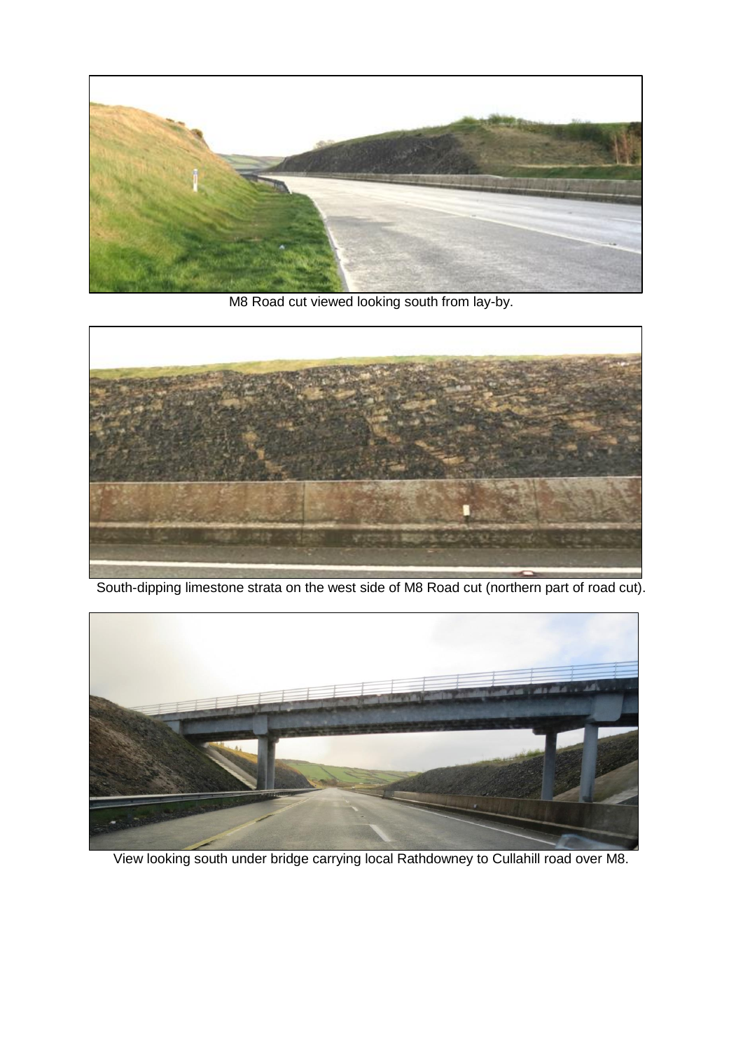M8 Road cut viewed looking south from lay-by.

South-dipping limestone strata on the west side of M8 Road cut (northern part of road cut).

View looking south under bridge carrying local Rathdowney to Cullahill road over M8.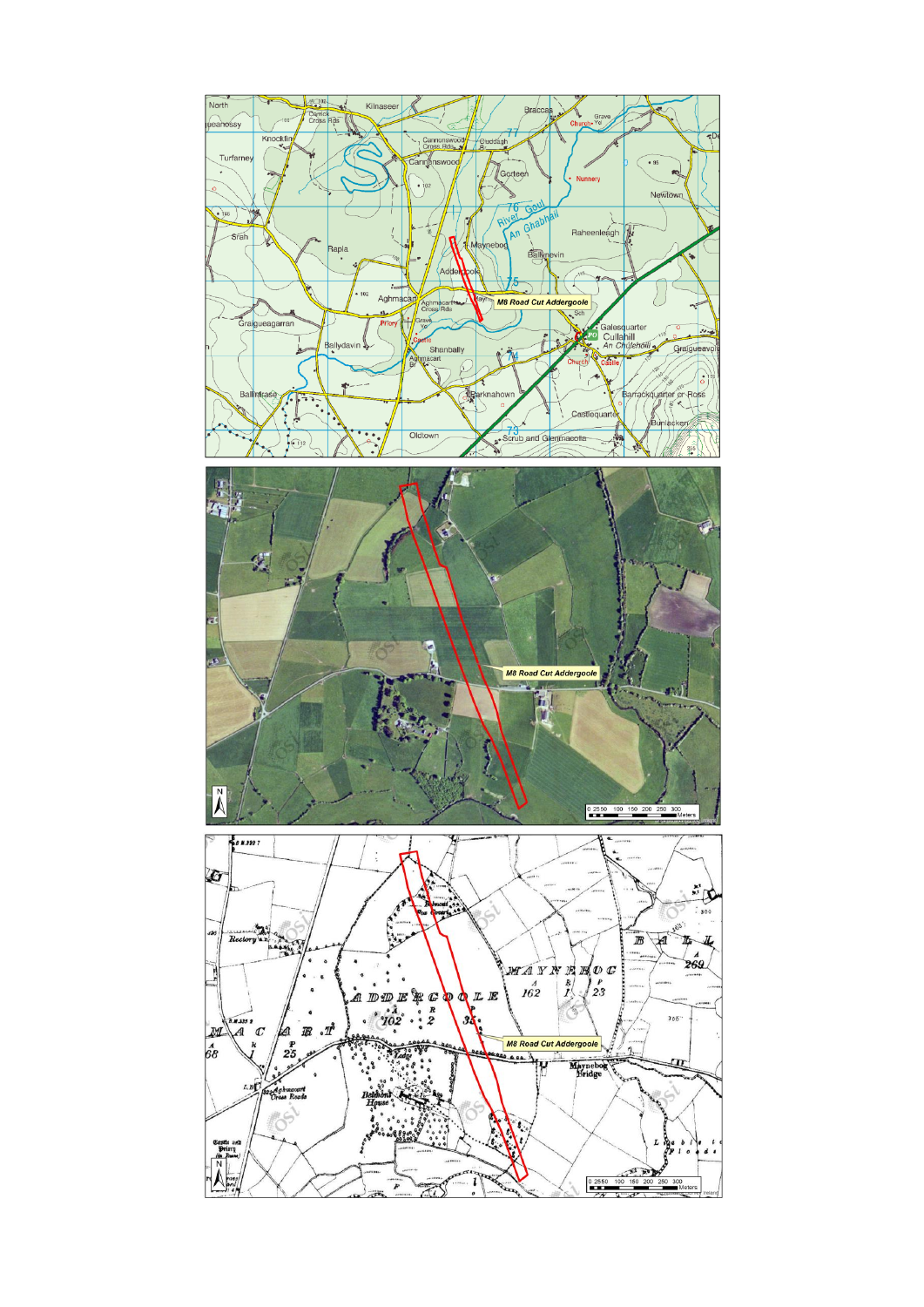M8 Road Cut Addergoole

M8 Road Cut Addergoole

0 25 50 100 150 200 250 300
Meters

M8 Road Cut Addergoole

0 25 50 100 150 200 250 300
Meters